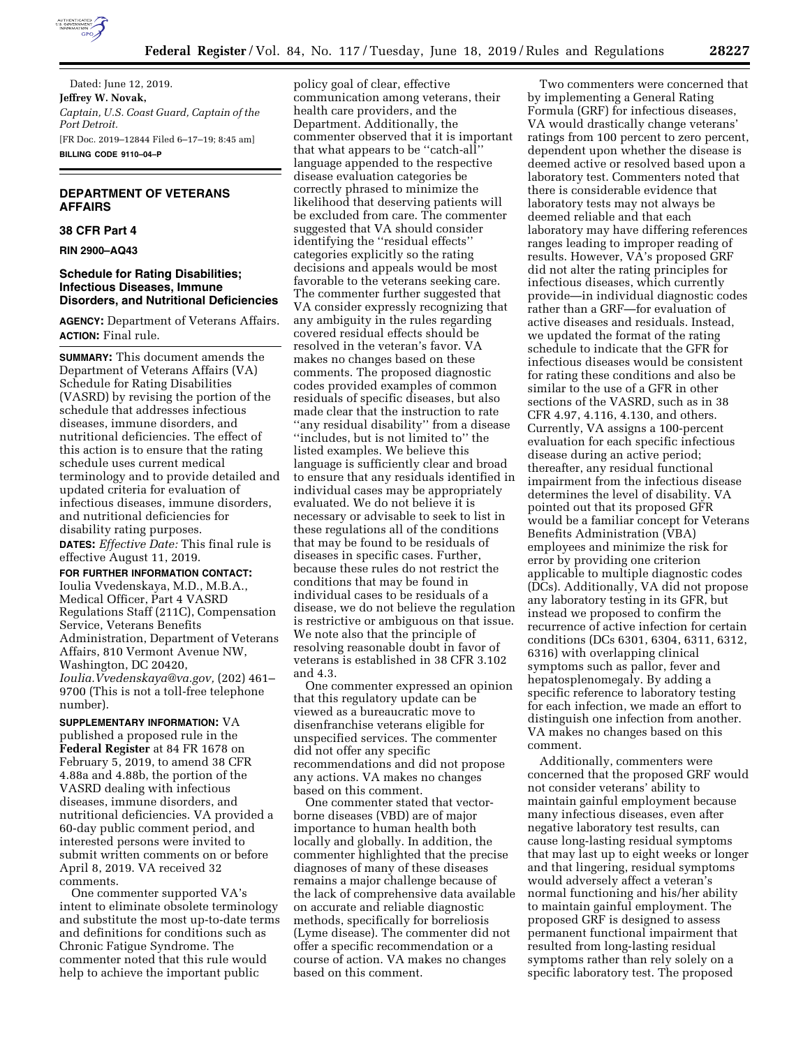Dated: June 12, 2019.

**Jeffrey W. Novak,**

*Captain, U.S. Coast Guard, Captain of the Port Detroit.*

[FR Doc. 2019–12844 Filed 6–17–19; 8:45 am]

**BILLING CODE 9110–04–P**

## DEPARTMENT OF VETERANS AFFAIRS

### 38 CFR Part 4

**RIN 2900–AQ43**

### Schedule for Rating Disabilities; Infectious Diseases, Immune Disorders, and Nutritional Deficiencies

**AGENCY:** Department of Veterans Affairs.

**ACTION:** Final rule.

**SUMMARY:** This document amends the Department of Veterans Affairs (VA) Schedule for Rating Disabilities (VASRD) by revising the portion of the schedule that addresses infectious diseases, immune disorders, and nutritional deficiencies. The effect of this action is to ensure that the rating schedule uses current medical terminology and to provide detailed and updated criteria for evaluation of infectious diseases, immune disorders, and nutritional deficiencies for disability rating purposes.

**DATES:** *Effective Date:* This final rule is effective August 11, 2019.

**FOR FURTHER INFORMATION CONTACT:** Ioulia Vvedenskaya, M.D., M.B.A., Medical Officer, Part 4 VASRD Regulations Staff (211C), Compensation Service, Veterans Benefits Administration, Department of Veterans Affairs, 810 Vermont Avenue NW, Washington, DC 20420, *Ioulia.Vvedenskaya@va.gov,* (202) 461–9700 (This is not a toll-free telephone number).

**SUPPLEMENTARY INFORMATION:** VA published a proposed rule in the **Federal Register** at 84 FR 1678 on February 5, 2019, to amend 38 CFR 4.88a and 4.88b, the portion of the VASRD dealing with infectious diseases, immune disorders, and nutritional deficiencies. VA provided a 60-day public comment period, and interested persons were invited to submit written comments on or before April 8, 2019. VA received 32 comments.

One commenter supported VA's intent to eliminate obsolete terminology and substitute the most up-to-date terms and definitions for conditions such as Chronic Fatigue Syndrome. The commenter noted that this rule would help to achieve the important public policy goal of clear, effective communication among veterans, their health care providers, and the Department. Additionally, the commenter observed that it is important that what appears to be "catch-all" language appended to the respective disease evaluation categories be correctly phrased to minimize the likelihood that deserving patients will be excluded from care. The commenter suggested that VA should consider identifying the "residual effects" categories explicitly so the rating decisions and appeals would be most favorable to the veterans seeking care. The commenter further suggested that VA consider expressly recognizing that any ambiguity in the rules regarding covered residual effects should be resolved in the veteran's favor. VA makes no changes based on these comments. The proposed diagnostic codes provided examples of common residuals of specific diseases, but also made clear that the instruction to rate "any residual disability" from a disease "includes, but is not limited to" the listed examples. We believe this language is sufficiently clear and broad to ensure that any residuals identified in individual cases may be appropriately evaluated. We do not believe it is necessary or advisable to seek to list in these regulations all of the conditions that may be found to be residuals of diseases in specific cases. Further, because these rules do not restrict the conditions that may be found in individual cases to be residuals of a disease, we do not believe the regulation is restrictive or ambiguous on that issue. We note also that the principle of resolving reasonable doubt in favor of veterans is established in 38 CFR 3.102 and 4.3.

One commenter expressed an opinion that this regulatory update can be viewed as a bureaucratic move to disenfranchise veterans eligible for unspecified services. The commenter did not offer any specific recommendations and did not propose any actions. VA makes no changes based on this comment.

One commenter stated that vector-borne diseases (VBD) are of major importance to human health both locally and globally. In addition, the commenter highlighted that the precise diagnoses of many of these diseases remains a major challenge because of the lack of comprehensive data available on accurate and reliable diagnostic methods, specifically for borreliosis (Lyme disease). The commenter did not offer a specific recommendation or a course of action. VA makes no changes based on this comment.

Two commenters were concerned that by implementing a General Rating Formula (GRF) for infectious diseases, VA would drastically change veterans' ratings from 100 percent to zero percent, dependent upon whether the disease is deemed active or resolved based upon a laboratory test. Commenters noted that there is considerable evidence that laboratory tests may not always be deemed reliable and that each laboratory may have differing references ranges leading to improper reading of results. However, VA's proposed GRF did not alter the rating principles for infectious diseases, which currently provide—in individual diagnostic codes rather than a GRF—for evaluation of active diseases and residuals. Instead, we updated the format of the rating schedule to indicate that the GFR for infectious diseases would be consistent for rating these conditions and also be similar to the use of a GFR in other sections of the VASRD, such as in 38 CFR 4.97, 4.116, 4.130, and others. Currently, VA assigns a 100-percent evaluation for each specific infectious disease during an active period; thereafter, any residual functional impairment from the infectious disease determines the level of disability. VA pointed out that its proposed GFR would be a familiar concept for Veterans Benefits Administration (VBA) employees and minimize the risk for error by providing one criterion applicable to multiple diagnostic codes (DCs). Additionally, VA did not propose any laboratory testing in its GFR, but instead we proposed to confirm the recurrence of active infection for certain conditions (DCs 6301, 6304, 6311, 6312, 6316) with overlapping clinical symptoms such as pallor, fever and hepatosplenomegaly. By adding a specific reference to laboratory testing for each infection, we made an effort to distinguish one infection from another. VA makes no changes based on this comment.

Additionally, commenters were concerned that the proposed GRF would not consider veterans' ability to maintain gainful employment because many infectious diseases, even after negative laboratory test results, can cause long-lasting residual symptoms that may last up to eight weeks or longer and that lingering, residual symptoms would adversely affect a veteran's normal functioning and his/her ability to maintain gainful employment. The proposed GRF is designed to assess permanent functional impairment that resulted from long-lasting residual symptoms rather than rely solely on a specific laboratory test. The proposed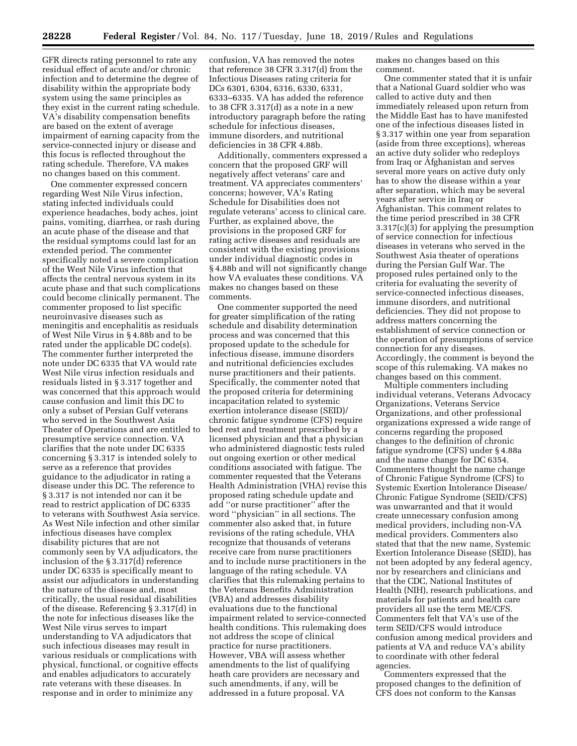GFR directs rating personnel to rate any residual effect of acute and/or chronic infection and to determine the degree of disability within the appropriate body system using the same principles as they exist in the current rating schedule. VA's disability compensation benefits are based on the extent of average impairment of earning capacity from the service-connected injury or disease and this focus is reflected throughout the rating schedule. Therefore, VA makes no changes based on this comment.

One commenter expressed concern regarding West Nile Virus infection, stating infected individuals could experience headaches, body aches, joint pains, vomiting, diarrhea, or rash during an acute phase of the disease and that the residual symptoms could last for an extended period. The commenter specifically noted a severe complication of the West Nile Virus infection that affects the central nervous system in its acute phase and that such complications could become clinically permanent. The commenter proposed to list specific neuroinvasive diseases such as meningitis and encephalitis as residuals of West Nile Virus in § 4.88b and to be rated under the applicable DC code(s). The commenter further interpreted the note under DC 6335 that VA would rate West Nile virus infection residuals and residuals listed in § 3.317 together and was concerned that this approach would cause confusion and limit this DC to only a subset of Persian Gulf veterans who served in the Southwest Asia Theater of Operations and are entitled to presumptive service connection. VA clarifies that the note under DC 6335 concerning § 3.317 is intended solely to serve as a reference that provides guidance to the adjudicator in rating a disease under this DC. The reference to § 3.317 is not intended nor can it be read to restrict application of DC 6335 to veterans with Southwest Asia service. As West Nile infection and other similar infectious diseases have complex disability pictures that are not commonly seen by VA adjudicators, the inclusion of the § 3.317(d) reference under DC 6335 is specifically meant to assist our adjudicators in understanding the nature of the disease and, most critically, the usual residual disabilities of the disease. Referencing § 3.317(d) in the note for infectious diseases like the West Nile virus serves to impart understanding to VA adjudicators that such infectious diseases may result in various residuals or complications with physical, functional, or cognitive effects and enables adjudicators to accurately rate veterans with these diseases. In response and in order to minimize any confusion, VA has removed the notes that reference 38 CFR 3.317(d) from the Infectious Diseases rating criteria for DCs 6301, 6304, 6316, 6330, 6331, 6333–6335. VA has added the reference to 38 CFR 3.317(d) as a note in a new introductory paragraph before the rating schedule for infectious diseases, immune disorders, and nutritional deficiencies in 38 CFR 4.88b.

Additionally, commenters expressed a concern that the proposed GRF will negatively affect veterans' care and treatment. VA appreciates commenters' concerns; however, VA's Rating Schedule for Disabilities does not regulate veterans' access to clinical care. Further, as explained above, the provisions in the proposed GRF for rating active diseases and residuals are consistent with the existing provisions under individual diagnostic codes in § 4.88b and will not significantly change how VA evaluates these conditions. VA makes no changes based on these comments.

One commenter supported the need for greater simplification of the rating schedule and disability determination process and was concerned that this proposed update to the schedule for infectious disease, immune disorders and nutritional deficiencies excludes nurse practitioners and their patients. Specifically, the commenter noted that the proposed criteria for determining incapacitation related to systemic exertion intolerance disease (SEID)/ chronic fatigue syndrome (CFS) require bed rest and treatment prescribed by a licensed physician and that a physician who administered diagnostic tests ruled out ongoing exertion or other medical conditions associated with fatigue. The commenter requested that the Veterans Health Administration (VHA) revise this proposed rating schedule update and add ''or nurse practitioner'' after the word ''physician'' in all sections. The commenter also asked that, in future revisions of the rating schedule, VHA recognize that thousands of veterans receive care from nurse practitioners and to include nurse practitioners in the language of the rating schedule. VA clarifies that this rulemaking pertains to the Veterans Benefits Administration (VBA) and addresses disability evaluations due to the functional impairment related to service-connected health conditions. This rulemaking does not address the scope of clinical practice for nurse practitioners. However, VBA will assess whether amendments to the list of qualifying heath care providers are necessary and such amendments, if any, will be addressed in a future proposal. VA makes no changes based on this comment.

One commenter stated that it is unfair that a National Guard soldier who was called to active duty and then immediately released upon return from the Middle East has to have manifested one of the infectious diseases listed in § 3.317 within one year from separation (aside from three exceptions), whereas an active duty solider who redeploys from Iraq or Afghanistan and serves several more years on active duty only has to show the disease within a year after separation, which may be several years after service in Iraq or Afghanistan. This comment relates to the time period prescribed in 38 CFR 3.317(c)(3) for applying the presumption of service connection for infectious diseases in veterans who served in the Southwest Asia theater of operations during the Persian Gulf War. The proposed rules pertained only to the criteria for evaluating the severity of service-connected infectious diseases, immune disorders, and nutritional deficiencies. They did not propose to address matters concerning the establishment of service connection or the operation of presumptions of service connection for any diseases. Accordingly, the comment is beyond the scope of this rulemaking. VA makes no changes based on this comment.

Multiple commenters including individual veterans, Veterans Advocacy Organizations, Veterans Service Organizations, and other professional organizations expressed a wide range of concerns regarding the proposed changes to the definition of chronic fatigue syndrome (CFS) under § 4.88a and the name change for DC 6354. Commenters thought the name change of Chronic Fatigue Syndrome (CFS) to Systemic Exertion Intolerance Disease/ Chronic Fatigue Syndrome (SEID/CFS) was unwarranted and that it would create unnecessary confusion among medical providers, including non-VA medical providers. Commenters also stated that that the new name, Systemic Exertion Intolerance Disease (SEID), has not been adopted by any federal agency, nor by researchers and clinicians and that the CDC, National Institutes of Health (NIH), research publications, and materials for patients and health care providers all use the term ME/CFS. Commenters felt that VA's use of the term SEID/CFS would introduce confusion among medical providers and patients at VA and reduce VA's ability to coordinate with other federal agencies.

Commenters expressed that the proposed changes to the definition of CFS does not conform to the Kansas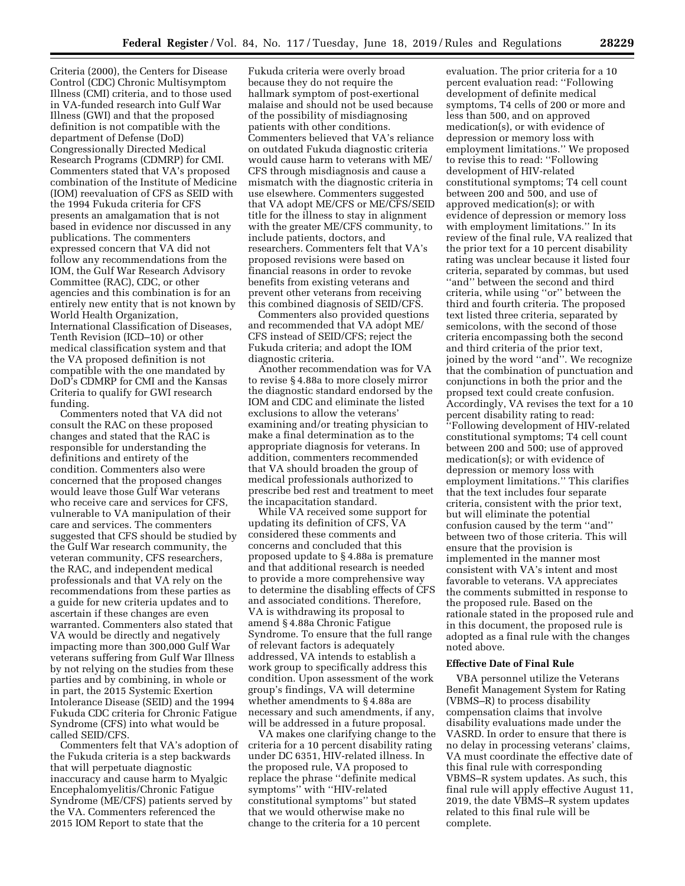Criteria (2000), the Centers for Disease Control (CDC) Chronic Multisymptom Illness (CMI) criteria, and to those used in VA-funded research into Gulf War Illness (GWI) and that the proposed definition is not compatible with the department of Defense (DoD) Congressionally Directed Medical Research Programs (CDMRP) for CMI. Commenters stated that VA's proposed combination of the Institute of Medicine (IOM) reevaluation of CFS as SEID with the 1994 Fukuda criteria for CFS presents an amalgamation that is not based in evidence nor discussed in any publications. The commenters expressed concern that VA did not follow any recommendations from the IOM, the Gulf War Research Advisory Committee (RAC), CDC, or other agencies and this combination is for an entirely new entity that is not known by World Health Organization, International Classification of Diseases, Tenth Revision (ICD–10) or other medical classification system and that the VA proposed definition is not compatible with the one mandated by DoD's CDMRP for CMI and the Kansas Criteria to qualify for GWI research funding.

Commenters noted that VA did not consult the RAC on these proposed changes and stated that the RAC is responsible for understanding the definitions and entirety of the condition. Commenters also were concerned that the proposed changes would leave those Gulf War veterans who receive care and services for CFS, vulnerable to VA manipulation of their care and services. The commenters suggested that CFS should be studied by the Gulf War research community, the veteran community, CFS researchers, the RAC, and independent medical professionals and that VA rely on the recommendations from these parties as a guide for new criteria updates and to ascertain if these changes are even warranted. Commenters also stated that VA would be directly and negatively impacting more than 300,000 Gulf War veterans suffering from Gulf War Illness by not relying on the studies from these parties and by combining, in whole or in part, the 2015 Systemic Exertion Intolerance Disease (SEID) and the 1994 Fukuda CDC criteria for Chronic Fatigue Syndrome (CFS) into what would be called SEID/CFS.

Commenters felt that VA's adoption of the Fukuda criteria is a step backwards that will perpetuate diagnostic inaccuracy and cause harm to Myalgic Encephalomyelitis/Chronic Fatigue Syndrome (ME/CFS) patients served by the VA. Commenters referenced the 2015 IOM Report to state that the Fukuda criteria were overly broad because they do not require the hallmark symptom of post-exertional malaise and should not be used because of the possibility of misdiagnosing patients with other conditions. Commenters believed that VA's reliance on outdated Fukuda diagnostic criteria would cause harm to veterans with ME/CFS through misdiagnosis and cause a mismatch with the diagnostic criteria in use elsewhere. Commenters suggested that VA adopt ME/CFS or ME/CFS/SEID title for the illness to stay in alignment with the greater ME/CFS community, to include patients, doctors, and researchers. Commenters felt that VA's proposed revisions were based on financial reasons in order to revoke benefits from existing veterans and prevent other veterans from receiving this combined diagnosis of SEID/CFS.

Commenters also provided questions and recommended that VA adopt ME/CFS instead of SEID/CFS; reject the Fukuda criteria; and adopt the IOM diagnostic criteria.

Another recommendation was for VA to revise § 4.88a to more closely mirror the diagnostic standard endorsed by the IOM and CDC and eliminate the listed exclusions to allow the veterans' examining and/or treating physician to make a final determination as to the appropriate diagnosis for veterans. In addition, commenters recommended that VA should broaden the group of medical professionals authorized to prescribe bed rest and treatment to meet the incapacitation standard.

While VA received some support for updating its definition of CFS, VA considered these comments and concerns and concluded that this proposed update to § 4.88a is premature and that additional research is needed to provide a more comprehensive way to determine the disabling effects of CFS and associated conditions. Therefore, VA is withdrawing its proposal to amend § 4.88a Chronic Fatigue Syndrome. To ensure that the full range of relevant factors is adequately addressed, VA intends to establish a work group to specifically address this condition. Upon assessment of the work group's findings, VA will determine whether amendments to § 4.88a are necessary and such amendments, if any, will be addressed in a future proposal.

VA makes one clarifying change to the criteria for a 10 percent disability rating under DC 6351, HIV-related illness. In the proposed rule, VA proposed to replace the phrase ''definite medical symptoms'' with ''HIV-related constitutional symptoms'' but stated that we would otherwise make no change to the criteria for a 10 percent evaluation. The prior criteria for a 10 percent evaluation read: ''Following development of definite medical symptoms, T4 cells of 200 or more and less than 500, and on approved medication(s), or with evidence of depression or memory loss with employment limitations.'' We proposed to revise this to read: ''Following development of HIV-related constitutional symptoms; T4 cell count between 200 and 500, and use of approved medication(s); or with evidence of depression or memory loss with employment limitations.'' In its review of the final rule, VA realized that the prior text for a 10 percent disability rating was unclear because it listed four criteria, separated by commas, but used ''and'' between the second and third criteria, while using ''or'' between the third and fourth criteria. The proposed text listed three criteria, separated by semicolons, with the second of those criteria encompassing both the second and third criteria of the prior text, joined by the word ''and''. We recognize that the combination of punctuation and conjunctions in both the prior and the propsed text could create confusion. Accordingly, VA revises the text for a 10 percent disability rating to read: ''Following development of HIV-related constitutional symptoms; T4 cell count between 200 and 500; use of approved medication(s); or with evidence of depression or memory loss with employment limitations.'' This clarifies that the text includes four separate criteria, consistent with the prior text, but will eliminate the potential confusion caused by the term ''and'' between two of those criteria. This will ensure that the provision is implemented in the manner most consistent with VA's intent and most favorable to veterans. VA appreciates the comments submitted in response to the proposed rule. Based on the rationale stated in the proposed rule and in this document, the proposed rule is adopted as a final rule with the changes noted above.

**Effective Date of Final Rule**

VBA personnel utilize the Veterans Benefit Management System for Rating (VBMS–R) to process disability compensation claims that involve disability evaluations made under the VASRD. In order to ensure that there is no delay in processing veterans' claims, VA must coordinate the effective date of this final rule with corresponding VBMS–R system updates. As such, this final rule will apply effective August 11, 2019, the date VBMS–R system updates related to this final rule will be complete.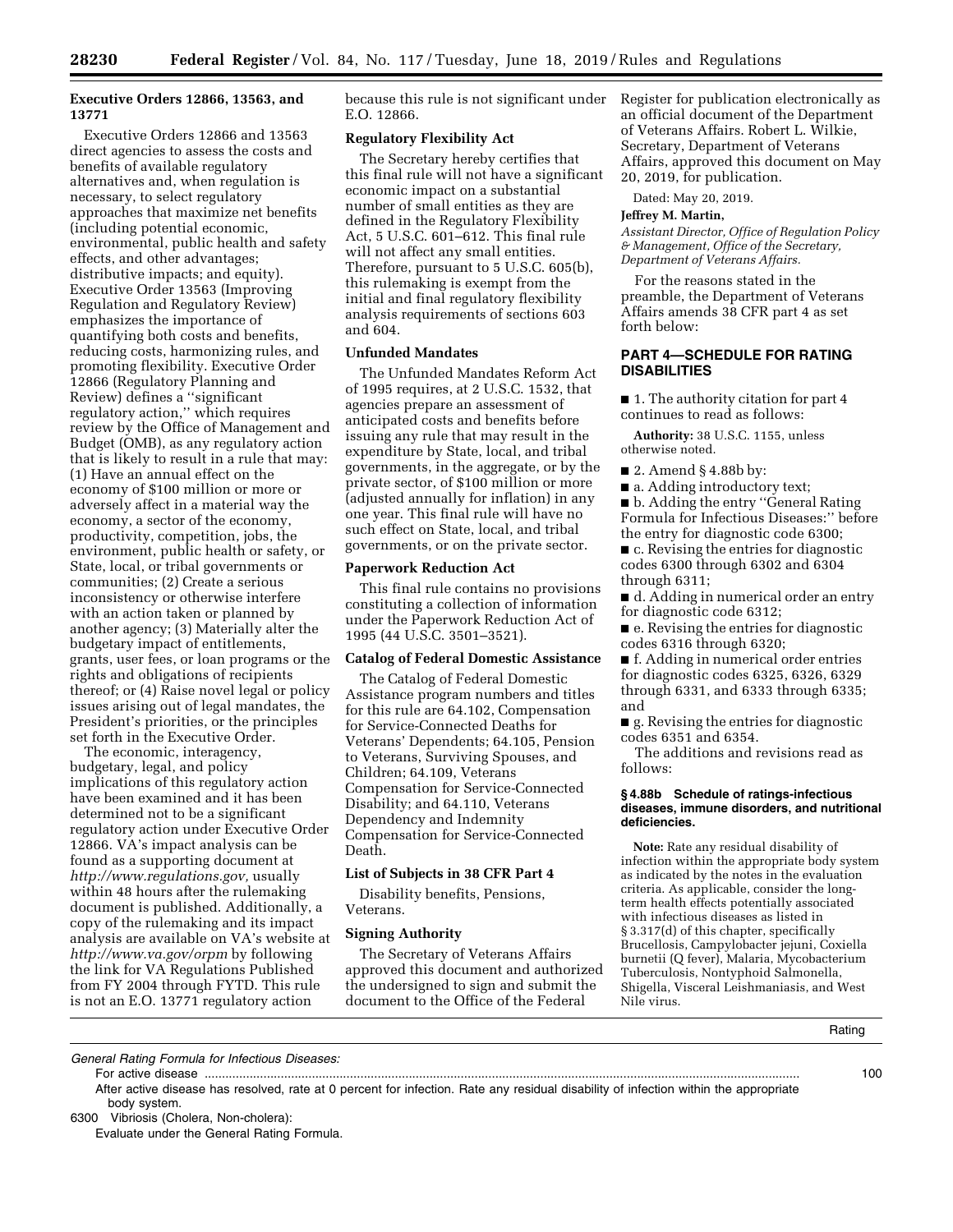**Executive Orders 12866, 13563, and 13771**

Executive Orders 12866 and 13563 direct agencies to assess the costs and benefits of available regulatory alternatives and, when regulation is necessary, to select regulatory approaches that maximize net benefits (including potential economic, environmental, public health and safety effects, and other advantages; distributive impacts; and equity). Executive Order 13563 (Improving Regulation and Regulatory Review) emphasizes the importance of quantifying both costs and benefits, reducing costs, harmonizing rules, and promoting flexibility. Executive Order 12866 (Regulatory Planning and Review) defines a ''significant regulatory action,'' which requires review by the Office of Management and Budget (OMB), as any regulatory action that is likely to result in a rule that may: (1) Have an annual effect on the economy of $100 million or more or adversely affect in a material way the economy, a sector of the economy, productivity, competition, jobs, the environment, public health or safety, or State, local, or tribal governments or communities; (2) Create a serious inconsistency or otherwise interfere with an action taken or planned by another agency; (3) Materially alter the budgetary impact of entitlements, grants, user fees, or loan programs or the rights and obligations of recipients thereof; or (4) Raise novel legal or policy issues arising out of legal mandates, the President's priorities, or the principles set forth in the Executive Order.

The economic, interagency, budgetary, legal, and policy implications of this regulatory action have been examined and it has been determined not to be a significant regulatory action under Executive Order 12866. VA's impact analysis can be found as a supporting document at *http://www.regulations.gov,* usually within 48 hours after the rulemaking document is published. Additionally, a copy of the rulemaking and its impact analysis are available on VA's website at *http://www.va.gov/orpm* by following the link for VA Regulations Published from FY 2004 through FYTD. This rule is not an E.O. 13771 regulatory action because this rule is not significant under E.O. 12866.

**Regulatory Flexibility Act**

The Secretary hereby certifies that this final rule will not have a significant economic impact on a substantial number of small entities as they are defined in the Regulatory Flexibility Act, 5 U.S.C. 601–612. This final rule will not affect any small entities. Therefore, pursuant to 5 U.S.C. 605(b), this rulemaking is exempt from the initial and final regulatory flexibility analysis requirements of sections 603 and 604.

**Unfunded Mandates**

The Unfunded Mandates Reform Act of 1995 requires, at 2 U.S.C. 1532, that agencies prepare an assessment of anticipated costs and benefits before issuing any rule that may result in the expenditure by State, local, and tribal governments, in the aggregate, or by the private sector, of $100 million or more (adjusted annually for inflation) in any one year. This final rule will have no such effect on State, local, and tribal governments, or on the private sector.

**Paperwork Reduction Act**

This final rule contains no provisions constituting a collection of information under the Paperwork Reduction Act of 1995 (44 U.S.C. 3501–3521).

**Catalog of Federal Domestic Assistance**

The Catalog of Federal Domestic Assistance program numbers and titles for this rule are 64.102, Compensation for Service-Connected Deaths for Veterans' Dependents; 64.105, Pension to Veterans, Surviving Spouses, and Children; 64.109, Veterans Compensation for Service-Connected Disability; and 64.110, Veterans Dependency and Indemnity Compensation for Service-Connected Death.

**List of Subjects in 38 CFR Part 4**

Disability benefits, Pensions, Veterans.

**Signing Authority**

The Secretary of Veterans Affairs approved this document and authorized the undersigned to sign and submit the document to the Office of the Federal Register for publication electronically as an official document of the Department of Veterans Affairs. Robert L. Wilkie, Secretary, Department of Veterans Affairs, approved this document on May 20, 2019, for publication.

Dated: May 20, 2019.

**Jeffrey M. Martin,**

*Assistant Director, Office of Regulation Policy & Management, Office of the Secretary, Department of Veterans Affairs.*

For the reasons stated in the preamble, the Department of Veterans Affairs amends 38 CFR part 4 as set forth below:

## PART 4—SCHEDULE FOR RATING DISABILITIES

■ 1. The authority citation for part 4 continues to read as follows:

**Authority:** 38 U.S.C. 1155, unless otherwise noted.

■ 2. Amend § 4.88b by:

■ a. Adding introductory text;

■ b. Adding the entry ''General Rating Formula for Infectious Diseases:'' before the entry for diagnostic code 6300;

■ c. Revising the entries for diagnostic codes 6300 through 6302 and 6304 through 6311;

■ d. Adding in numerical order an entry for diagnostic code 6312;

■ e. Revising the entries for diagnostic codes 6316 through 6320;

■ f. Adding in numerical order entries for diagnostic codes 6325, 6326, 6329 through 6331, and 6333 through 6335; and

■ g. Revising the entries for diagnostic codes 6351 and 6354.

The additions and revisions read as follows:

**§ 4.88b Schedule of ratings-infectious diseases, immune disorders, and nutritional deficiencies.**

**Note:** Rate any residual disability of infection within the appropriate body system as indicated by the notes in the evaluation criteria. As applicable, consider the long-term health effects potentially associated with infectious diseases as listed in § 3.317(d) of this chapter, specifically Brucellosis, Campylobacter jejuni, Coxiella burnetii (Q fever), Malaria, Mycobacterium Tuberculosis, Nontyphoid Salmonella, Shigella, Visceral Leishmaniasis, and West Nile virus.

| | Rating |
|---|---|
| *General Rating Formula for Infectious Diseases:* | |
| For active disease | 100 |
| After active disease has resolved, rate at 0 percent for infection. Rate any residual disability of infection within the appropriate body system. | |
| 6300 Vibriosis (Cholera, Non-cholera): | |
| Evaluate under the General Rating Formula. | |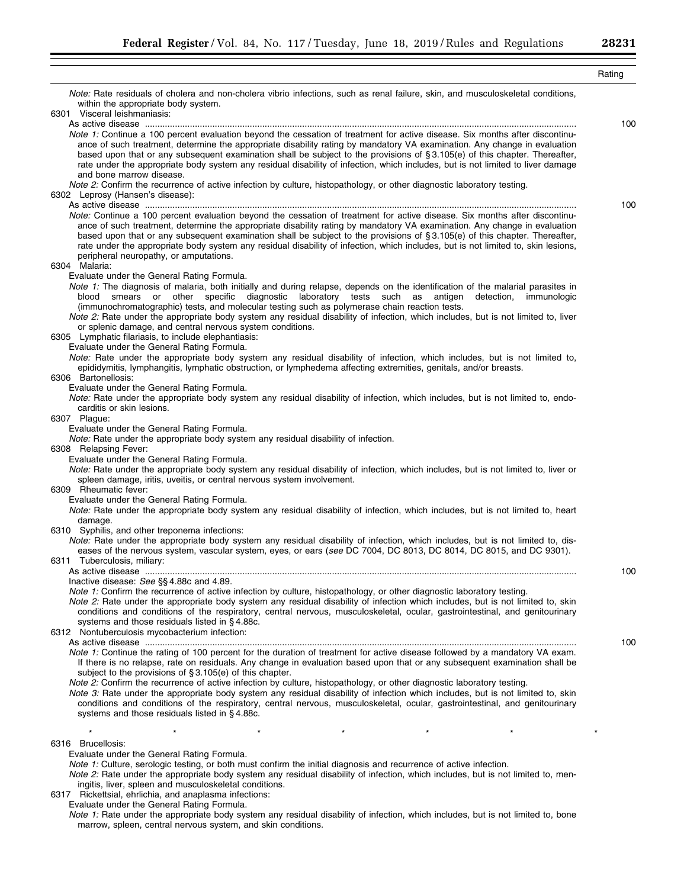| | Rating |
|---|---|
| *Note:* Rate residuals of cholera and non-cholera vibrio infections, such as renal failure, skin, and musculoskeletal conditions, within the appropriate body system. | |
| 6301 Visceral leishmaniasis: | |
| As active disease | 100 |
| *Note 1:* Continue a 100 percent evaluation beyond the cessation of treatment for active disease. Six months after discontinuance of such treatment, determine the appropriate disability rating by mandatory VA examination. Any change in evaluation based upon that or any subsequent examination shall be subject to the provisions of § 3.105(e) of this chapter. Thereafter, rate under the appropriate body system any residual disability of infection, which includes, but is not limited to liver damage and bone marrow disease. | |
| *Note 2:* Confirm the recurrence of active infection by culture, histopathology, or other diagnostic laboratory testing. | |
| 6302 Leprosy (Hansen's disease): | |
| As active disease | 100 |
| *Note:* Continue a 100 percent evaluation beyond the cessation of treatment for active disease. Six months after discontinuance of such treatment, determine the appropriate disability rating by mandatory VA examination. Any change in evaluation based upon that or any subsequent examination shall be subject to the provisions of § 3.105(e) of this chapter. Thereafter, rate under the appropriate body system any residual disability of infection, which includes, but is not limited to, skin lesions, peripheral neuropathy, or amputations. | |
| 6304 Malaria: | |
| Evaluate under the General Rating Formula. | |
| *Note 1:* The diagnosis of malaria, both initially and during relapse, depends on the identification of the malarial parasites in blood smears or other specific diagnostic laboratory tests such as antigen detection, immunologic (immunochromatographic) tests, and molecular testing such as polymerase chain reaction tests. | |
| *Note 2:* Rate under the appropriate body system any residual disability of infection, which includes, but is not limited to, liver or splenic damage, and central nervous system conditions. | |
| 6305 Lymphatic filariasis, to include elephantiasis: | |
| Evaluate under the General Rating Formula. | |
| *Note:* Rate under the appropriate body system any residual disability of infection, which includes, but is not limited to, epididymitis, lymphangitis, lymphatic obstruction, or lymphedema affecting extremities, genitals, and/or breasts. | |
| 6306 Bartonellosis: | |
| Evaluate under the General Rating Formula. | |
| *Note:* Rate under the appropriate body system any residual disability of infection, which includes, but is not limited to, endocarditis or skin lesions. | |
| 6307 Plague: | |
| Evaluate under the General Rating Formula. | |
| *Note:* Rate under the appropriate body system any residual disability of infection. | |
| 6308 Relapsing Fever: | |
| Evaluate under the General Rating Formula. | |
| *Note:* Rate under the appropriate body system any residual disability of infection, which includes, but is not limited to, liver or spleen damage, iritis, uveitis, or central nervous system involvement. | |
| 6309 Rheumatic fever: | |
| Evaluate under the General Rating Formula. | |
| *Note:* Rate under the appropriate body system any residual disability of infection, which includes, but is not limited to, heart damage. | |
| 6310 Syphilis, and other treponema infections: | |
| *Note:* Rate under the appropriate body system any residual disability of infection, which includes, but is not limited to, diseases of the nervous system, vascular system, eyes, or ears (*see* DC 7004, DC 8013, DC 8014, DC 8015, and DC 9301). | |
| 6311 Tuberculosis, miliary: | |
| As active disease | 100 |
| Inactive disease: *See* §§ 4.88c and 4.89. | |
| *Note 1:* Confirm the recurrence of active infection by culture, histopathology, or other diagnostic laboratory testing. | |
| *Note 2:* Rate under the appropriate body system any residual disability of infection which includes, but is not limited to, skin conditions and conditions of the respiratory, central nervous, musculoskeletal, ocular, gastrointestinal, and genitourinary systems and those residuals listed in § 4.88c. | |
| 6312 Nontuberculosis mycobacterium infection: | |
| As active disease | 100 |
| *Note 1:* Continue the rating of 100 percent for the duration of treatment for active disease followed by a mandatory VA exam. If there is no relapse, rate on residuals. Any change in evaluation based upon that or any subsequent examination shall be subject to the provisions of § 3.105(e) of this chapter. | |
| *Note 2:* Confirm the recurrence of active infection by culture, histopathology, or other diagnostic laboratory testing. | |
| *Note 3:* Rate under the appropriate body system any residual disability of infection which includes, but is not limited to, skin conditions and conditions of the respiratory, central nervous, musculoskeletal, ocular, gastrointestinal, and genitourinary systems and those residuals listed in § 4.88c. | |
| * * * * * * * | |
| 6316 Brucellosis: | |
| Evaluate under the General Rating Formula. | |
| *Note 1:* Culture, serologic testing, or both must confirm the initial diagnosis and recurrence of active infection. | |
| *Note 2:* Rate under the appropriate body system any residual disability of infection, which includes, but is not limited to, meningitis, liver, spleen and musculoskeletal conditions. | |
| 6317 Rickettsial, ehrlichia, and anaplasma infections: | |
| Evaluate under the General Rating Formula. | |
| *Note 1:* Rate under the appropriate body system any residual disability of infection, which includes, but is not limited to, bone marrow, spleen, central nervous system, and skin conditions. | |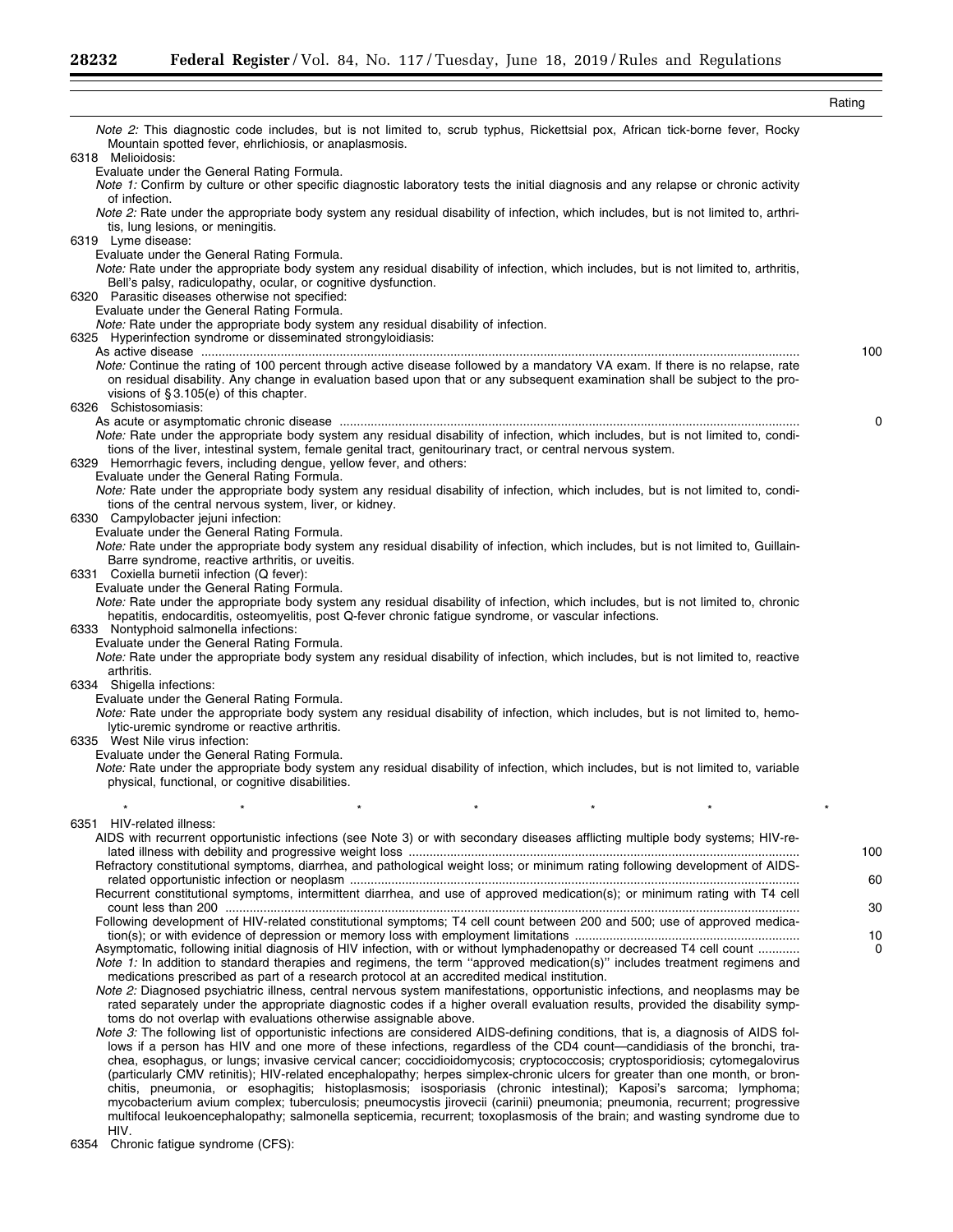| | Rating |
|---|---|
| *Note 2:* This diagnostic code includes, but is not limited to, scrub typhus, Rickettsial pox, African tick-borne fever, Rocky Mountain spotted fever, ehrlichiosis, or anaplasmosis. | |
| 6318 Melioidosis: | |
| Evaluate under the General Rating Formula. | |
| *Note 1:* Confirm by culture or other specific diagnostic laboratory tests the initial diagnosis and any relapse or chronic activity of infection. | |
| *Note 2:* Rate under the appropriate body system any residual disability of infection, which includes, but is not limited to, arthritis, lung lesions, or meningitis. | |
| 6319 Lyme disease: | |
| Evaluate under the General Rating Formula. | |
| *Note:* Rate under the appropriate body system any residual disability of infection, which includes, but is not limited to, arthritis, Bell's palsy, radiculopathy, ocular, or cognitive dysfunction. | |
| 6320 Parasitic diseases otherwise not specified: | |
| Evaluate under the General Rating Formula. | |
| *Note:* Rate under the appropriate body system any residual disability of infection. | |
| 6325 Hyperinfection syndrome or disseminated strongyloidiasis: | |
| As active disease | 100 |
| *Note:* Continue the rating of 100 percent through active disease followed by a mandatory VA exam. If there is no relapse, rate on residual disability. Any change in evaluation based upon that or any subsequent examination shall be subject to the provisions of § 3.105(e) of this chapter. | |
| 6326 Schistosomiasis: | |
| As acute or asymptomatic chronic disease | 0 |
| *Note:* Rate under the appropriate body system any residual disability of infection, which includes, but is not limited to, conditions of the liver, intestinal system, female genital tract, genitourinary tract, or central nervous system. | |
| 6329 Hemorrhagic fevers, including dengue, yellow fever, and others: | |
| Evaluate under the General Rating Formula. | |
| *Note:* Rate under the appropriate body system any residual disability of infection, which includes, but is not limited to, conditions of the central nervous system, liver, or kidney. | |
| 6330 Campylobacter jejuni infection: | |
| Evaluate under the General Rating Formula. | |
| *Note:* Rate under the appropriate body system any residual disability of infection, which includes, but is not limited to, Guillain-Barre syndrome, reactive arthritis, or uveitis. | |
| 6331 Coxiella burnetii infection (Q fever): | |
| Evaluate under the General Rating Formula. | |
| *Note:* Rate under the appropriate body system any residual disability of infection, which includes, but is not limited to, chronic hepatitis, endocarditis, osteomyelitis, post Q-fever chronic fatigue syndrome, or vascular infections. | |
| 6333 Nontyphoid salmonella infections: | |
| Evaluate under the General Rating Formula. | |
| *Note:* Rate under the appropriate body system any residual disability of infection, which includes, but is not limited to, reactive arthritis. | |
| 6334 Shigella infections: | |
| Evaluate under the General Rating Formula. | |
| *Note:* Rate under the appropriate body system any residual disability of infection, which includes, but is not limited to, hemolytic-uremic syndrome or reactive arthritis. | |
| 6335 West Nile virus infection: | |
| Evaluate under the General Rating Formula. | |
| *Note:* Rate under the appropriate body system any residual disability of infection, which includes, but is not limited to, variable physical, functional, or cognitive disabilities. | |
| * * * * * * * | |
| 6351 HIV-related illness: | |
| AIDS with recurrent opportunistic infections (see Note 3) or with secondary diseases afflicting multiple body systems; HIV-related illness with debility and progressive weight loss | 100 |
| Refractory constitutional symptoms, diarrhea, and pathological weight loss; or minimum rating following development of AIDS-related opportunistic infection or neoplasm | 60 |
| Recurrent constitutional symptoms, intermittent diarrhea, and use of approved medication(s); or minimum rating with T4 cell count less than 200 | 30 |
| Following development of HIV-related constitutional symptoms; T4 cell count between 200 and 500; use of approved medication(s); or with evidence of depression or memory loss with employment limitations | 10 |
| Asymptomatic, following initial diagnosis of HIV infection, with or without lymphadenopathy or decreased T4 cell count | 0 |
| *Note 1:* In addition to standard therapies and regimens, the term "approved medication(s)" includes treatment regimens and medications prescribed as part of a research protocol at an accredited medical institution. | |
| *Note 2:* Diagnosed psychiatric illness, central nervous system manifestations, opportunistic infections, and neoplasms may be rated separately under the appropriate diagnostic codes if a higher overall evaluation results, provided the disability symptoms do not overlap with evaluations otherwise assignable above. | |
| *Note 3:* The following list of opportunistic infections are considered AIDS-defining conditions, that is, a diagnosis of AIDS follows if a person has HIV and one more of these infections, regardless of the CD4 count—candidiasis of the bronchi, trachea, esophagus, or lungs; invasive cervical cancer; coccidioidomycosis; cryptococcosis; cryptosporidiosis; cytomegalovirus (particularly CMV retinitis); HIV-related encephalopathy; herpes simplex-chronic ulcers for greater than one month, or bronchitis, pneumonia, or esophagitis; histoplasmosis; isosporiasis (chronic intestinal); Kaposi's sarcoma; lymphoma; mycobacterium avium complex; tuberculosis; pneumocystis jirovecii (carinii) pneumonia; pneumonia, recurrent; progressive multifocal leukoencephalopathy; salmonella septicemia, recurrent; toxoplasmosis of the brain; and wasting syndrome due to HIV. | |
| 6354 Chronic fatigue syndrome (CFS): | |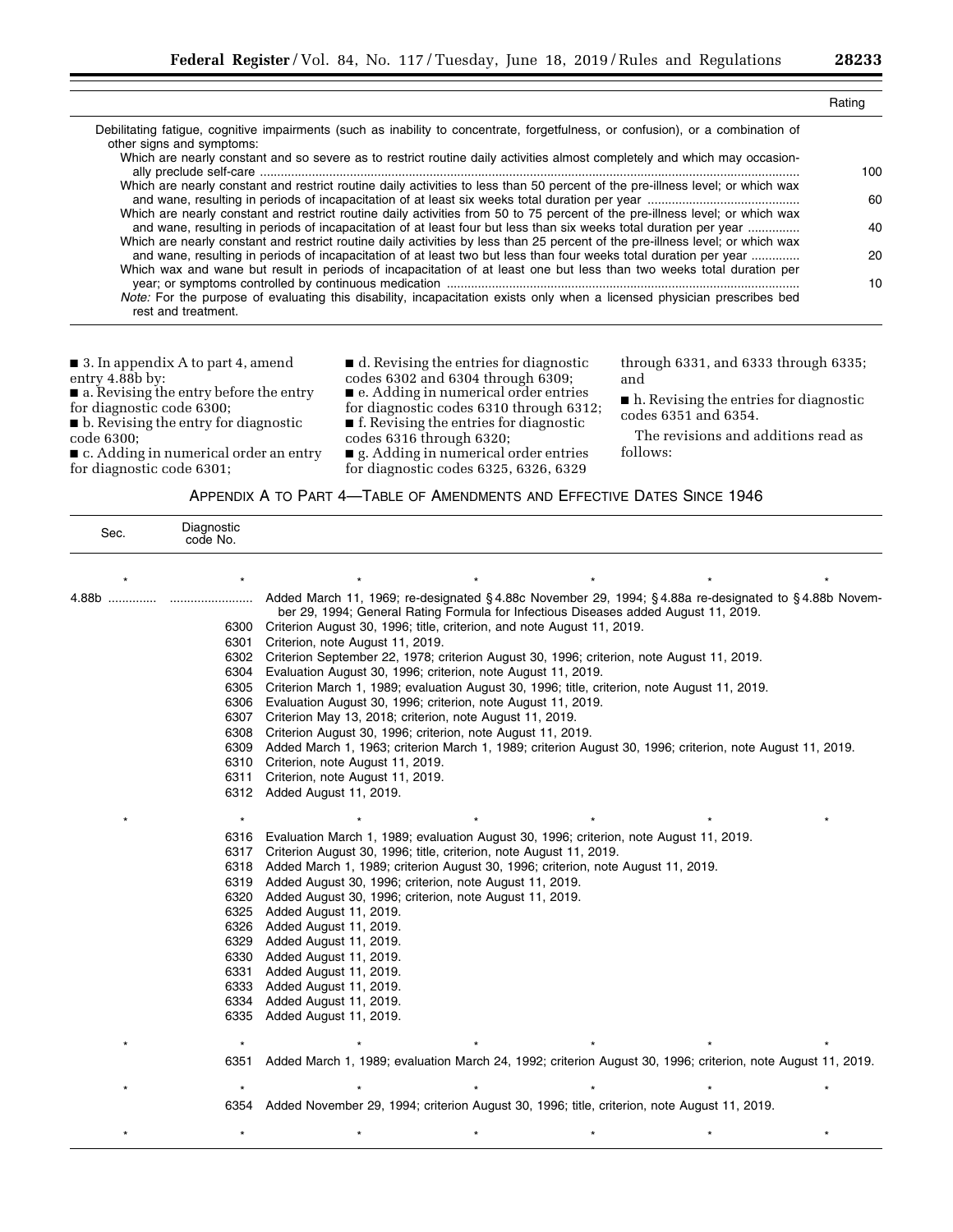| | Rating |
|---|---|
| Debilitating fatigue, cognitive impairments (such as inability to concentrate, forgetfulness, or confusion), or a combination of other signs and symptoms: | |
| Which are nearly constant and so severe as to restrict routine daily activities almost completely and which may occasionally preclude self-care | 100 |
| Which are nearly constant and restrict routine daily activities to less than 50 percent of the pre-illness level; or which wax and wane, resulting in periods of incapacitation of at least six weeks total duration per year | 60 |
| Which are nearly constant and restrict routine daily activities from 50 to 75 percent of the pre-illness level; or which wax and wane, resulting in periods of incapacitation of at least four but less than six weeks total duration per year | 40 |
| Which are nearly constant and restrict routine daily activities by less than 25 percent of the pre-illness level; or which wax and wane, resulting in periods of incapacitation of at least two but less than four weeks total duration per year | 20 |
| Which wax and wane but result in periods of incapacitation of at least one but less than two weeks total duration per year; or symptoms controlled by continuous medication | 10 |
| *Note:* For the purpose of evaluating this disability, incapacitation exists only when a licensed physician prescribes bed rest and treatment. | |

■ 3. In appendix A to part 4, amend entry 4.88b by:

■ a. Revising the entry before the entry for diagnostic code 6300;

■ b. Revising the entry for diagnostic code 6300;

■ c. Adding in numerical order an entry for diagnostic code 6301;

■ d. Revising the entries for diagnostic codes 6302 and 6304 through 6309;

■ e. Adding in numerical order entries for diagnostic codes 6310 through 6312;

■ f. Revising the entries for diagnostic codes 6316 through 6320;

■ g. Adding in numerical order entries for diagnostic codes 6325, 6326, 6329 through 6331, and 6333 through 6335; and

■ h. Revising the entries for diagnostic codes 6351 and 6354.

The revisions and additions read as follows:

APPENDIX A TO PART 4—TABLE OF AMENDMENTS AND EFFECTIVE DATES SINCE 1946

| Sec. | Diagnostic code No. | |
|---|---|---|
| * | * | * * * * * |
| 4.88b | | Added March 11, 1969; re-designated §4.88c November 29, 1994; §4.88a re-designated to §4.88b November 29, 1994; General Rating Formula for Infectious Diseases added August 11, 2019. |
| | 6300 | Criterion August 30, 1996; title, criterion, and note August 11, 2019. |
| | 6301 | Criterion, note August 11, 2019. |
| | 6302 | Criterion September 22, 1978; criterion August 30, 1996; criterion, note August 11, 2019. |
| | 6304 | Evaluation August 30, 1996; criterion, note August 11, 2019. |
| | 6305 | Criterion March 1, 1989; evaluation August 30, 1996; title, criterion, note August 11, 2019. |
| | 6306 | Evaluation August 30, 1996; criterion, note August 11, 2019. |
| | 6307 | Criterion May 13, 2018; criterion, note August 11, 2019. |
| | 6308 | Criterion August 30, 1996; criterion, note August 11, 2019. |
| | 6309 | Added March 1, 1963; criterion March 1, 1989; criterion August 30, 1996; criterion, note August 11, 2019. |
| | 6310 | Criterion, note August 11, 2019. |
| | 6311 | Criterion, note August 11, 2019. |
| | 6312 | Added August 11, 2019. |
| * | * | * * * * * |
| | 6316 | Evaluation March 1, 1989; evaluation August 30, 1996; criterion, note August 11, 2019. |
| | 6317 | Criterion August 30, 1996; title, criterion, note August 11, 2019. |
| | 6318 | Added March 1, 1989; criterion August 30, 1996; criterion, note August 11, 2019. |
| | 6319 | Added August 30, 1996; criterion, note August 11, 2019. |
| | 6320 | Added August 30, 1996; criterion, note August 11, 2019. |
| | 6325 | Added August 11, 2019. |
| | 6326 | Added August 11, 2019. |
| | 6329 | Added August 11, 2019. |
| | 6330 | Added August 11, 2019. |
| | 6331 | Added August 11, 2019. |
| | 6333 | Added August 11, 2019. |
| | 6334 | Added August 11, 2019. |
| | 6335 | Added August 11, 2019. |
| * | * | * * * * * |
| | 6351 | Added March 1, 1989; evaluation March 24, 1992; criterion August 30, 1996; criterion, note August 11, 2019. |
| * | * | * * * * * |
| | 6354 | Added November 29, 1994; criterion August 30, 1996; title, criterion, note August 11, 2019. |
| * | * | * * * * * |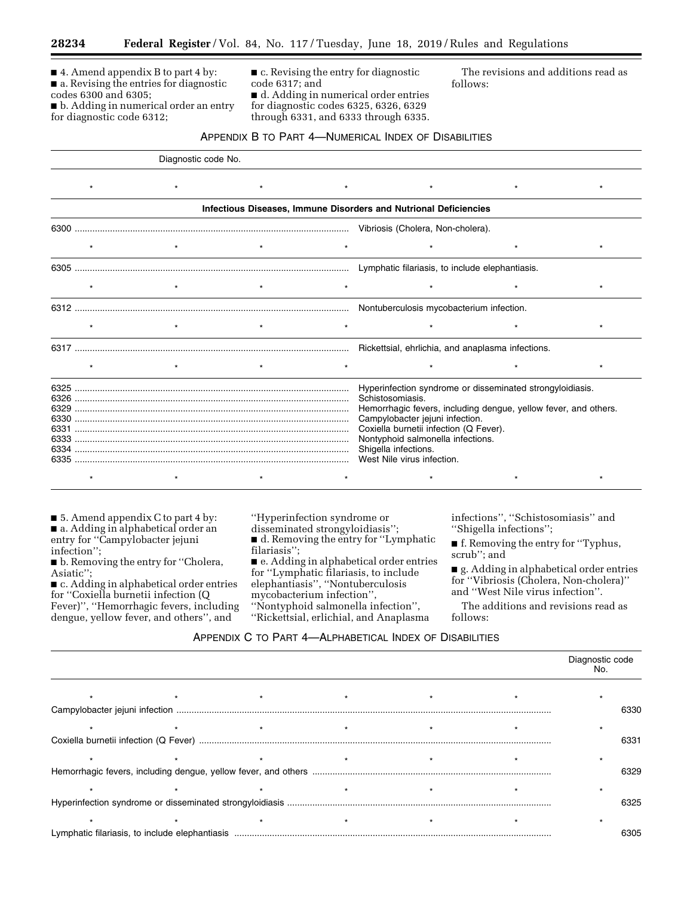■ 4. Amend appendix B to part 4 by:

■ a. Revising the entries for diagnostic codes 6300 and 6305;

■ b. Adding in numerical order an entry for diagnostic code 6312;

■ c. Revising the entry for diagnostic code 6317; and

■ d. Adding in numerical order entries for diagnostic codes 6325, 6326, 6329 through 6331, and 6333 through 6335.

The revisions and additions read as follows:

## Appendix B to Part 4—Numerical Index of Disabilities

| Diagnostic code No. | |
|---|---|
| * * * * * * * | |
| **Infectious Diseases, Immune Disorders and Nutrional Deficiencies** | |
| 6300 | Vibriosis (Cholera, Non-cholera). |
| * * * * * * * | |
| 6305 | Lymphatic filariasis, to include elephantiasis. |
| * * * * * * * | |
| 6312 | Nontuberculosis mycobacterium infection. |
| * * * * * * * | |
| 6317 | Rickettsial, ehrlichia, and anaplasma infections. |
| * * * * * * * | |
| 6325 | Hyperinfection syndrome or disseminated strongyloidiasis. |
| 6326 | Schistosomiasis. |
| 6329 | Hemorrhagic fevers, including dengue, yellow fever, and others. |
| 6330 | Campylobacter jejuni infection. |
| 6331 | Coxiella burnetii infection (Q Fever). |
| 6333 | Nontyphoid salmonella infections. |
| 6334 | Shigella infections. |
| 6335 | West Nile virus infection. |
| * * * * * * * | |

■ 5. Amend appendix C to part 4 by:

■ a. Adding in alphabetical order an entry for "Campylobacter jejuni infection";

■ b. Removing the entry for "Cholera, Asiatic";

■ c. Adding in alphabetical order entries for "Coxiella burnetii infection (Q Fever)", "Hemorrhagic fevers, including dengue, yellow fever, and others", and "Hyperinfection syndrome or disseminated strongyloidiasis";

■ d. Removing the entry for "Lymphatic filariasis";

■ e. Adding in alphabetical order entries for "Lymphatic filariasis, to include elephantiasis", "Nontuberculosis mycobacterium infection", "Nontyphoid salmonella infection", "Rickettsial, erlichial, and Anaplasma infections", "Schistosomiasis" and "Shigella infections";

■ f. Removing the entry for "Typhus, scrub"; and

■ g. Adding in alphabetical order entries for "Vibriosis (Cholera, Non-cholera)" and "West Nile virus infection".

The additions and revisions read as follows:

## Appendix C to Part 4—Alphabetical Index of Disabilities

| | Diagnostic code No. |
|---|---|
| * * * * * * * | |
| Campylobacter jejuni infection | 6330 |
| * * * * * * * | |
| Coxiella burnetii infection (Q Fever) | 6331 |
| * * * * * * * | |
| Hemorrhagic fevers, including dengue, yellow fever, and others | 6329 |
| * * * * * * * | |
| Hyperinfection syndrome or disseminated strongyloidiasis | 6325 |
| * * * * * * * | |
| Lymphatic filariasis, to include elephantiasis | 6305 |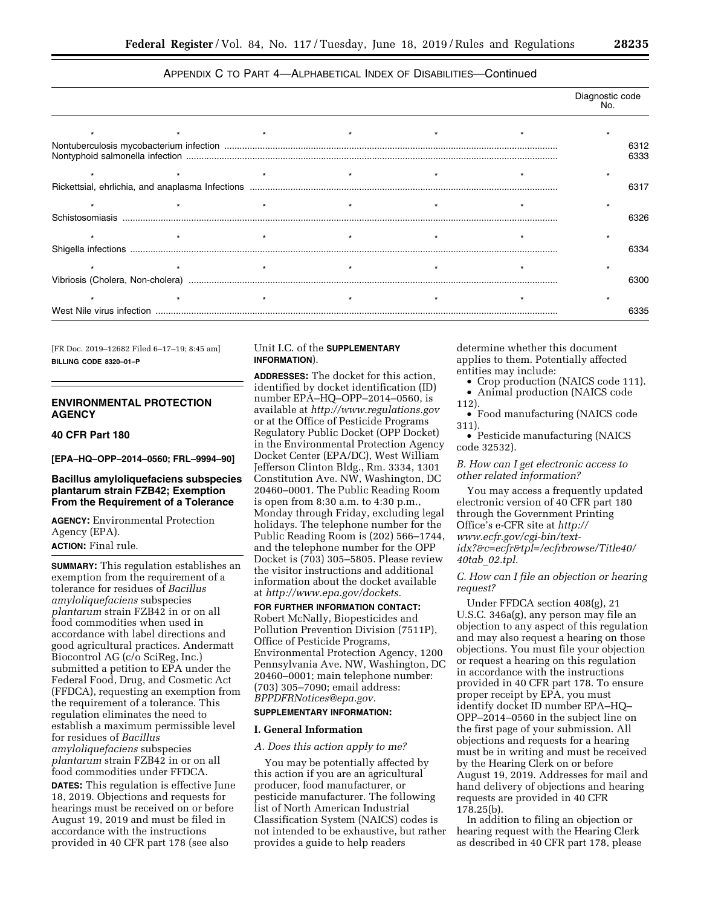APPENDIX C TO PART 4—ALPHABETICAL INDEX OF DISABILITIES—Continued

| | Diagnostic code No. |
|---|---|
| * * * * * * * | |
| Nontuberculosis mycobacterium infection | 6312 |
| Nontyphoid salmonella infection | 6333 |
| * * * * * * * | |
| Rickettsial, ehrlichia, and anaplasma Infections | 6317 |
| * * * * * * * | |
| Schistosomiasis | 6326 |
| * * * * * * * | |
| Shigella infections | 6334 |
| * * * * * * * | |
| Vibriosis (Cholera, Non-cholera) | 6300 |
| * * * * * * * | |
| West Nile virus infection | 6335 |

[FR Doc. 2019–12682 Filed 6–17–19; 8:45 am]

**BILLING CODE 8320–01–P**

## ENVIRONMENTAL PROTECTION AGENCY

### 40 CFR Part 180

**[EPA–HQ–OPP–2014–0560; FRL–9994–90]**

### *Bacillus amyloliquefaciens* subspecies *plantarum* strain FZB42; Exemption From the Requirement of a Tolerance

**AGENCY:** Environmental Protection Agency (EPA).

**ACTION:** Final rule.

**SUMMARY:** This regulation establishes an exemption from the requirement of a tolerance for residues of *Bacillus amyloliquefaciens* subspecies *plantarum* strain FZB42 in or on all food commodities when used in accordance with label directions and good agricultural practices. Andermatt Biocontrol AG (c/o SciReg, Inc.) submitted a petition to EPA under the Federal Food, Drug, and Cosmetic Act (FFDCA), requesting an exemption from the requirement of a tolerance. This regulation eliminates the need to establish a maximum permissible level for residues of *Bacillus amyloliquefaciens* subspecies *plantarum* strain FZB42 in or on all food commodities under FFDCA.

**DATES:** This regulation is effective June 18, 2019. Objections and requests for hearings must be received on or before August 19, 2019 and must be filed in accordance with the instructions provided in 40 CFR part 178 (see also Unit I.C. of the **SUPPLEMENTARY INFORMATION**).

**ADDRESSES:** The docket for this action, identified by docket identification (ID) number EPA–HQ–OPP–2014–0560, is available at *http://www.regulations.gov* or at the Office of Pesticide Programs Regulatory Public Docket (OPP Docket) in the Environmental Protection Agency Docket Center (EPA/DC), West William Jefferson Clinton Bldg., Rm. 3334, 1301 Constitution Ave. NW, Washington, DC 20460–0001. The Public Reading Room is open from 8:30 a.m. to 4:30 p.m., Monday through Friday, excluding legal holidays. The telephone number for the Public Reading Room is (202) 566–1744, and the telephone number for the OPP Docket is (703) 305–5805. Please review the visitor instructions and additional information about the docket available at *http://www.epa.gov/dockets.*

**FOR FURTHER INFORMATION CONTACT:** Robert McNally, Biopesticides and Pollution Prevention Division (7511P), Office of Pesticide Programs, Environmental Protection Agency, 1200 Pennsylvania Ave. NW, Washington, DC 20460–0001; main telephone number: (703) 305–7090; email address: *BPPDFRNotices@epa.gov.*

**SUPPLEMENTARY INFORMATION:**

## I. General Information

### *A. Does this action apply to me?*

You may be potentially affected by this action if you are an agricultural producer, food manufacturer, or pesticide manufacturer. The following list of North American Industrial Classification System (NAICS) codes is not intended to be exhaustive, but rather provides a guide to help readers determine whether this document applies to them. Potentially affected entities may include:

- Crop production (NAICS code 111).
- Animal production (NAICS code 112).
- Food manufacturing (NAICS code 311).
- Pesticide manufacturing (NAICS code 32532).

### *B. How can I get electronic access to other related information?*

You may access a frequently updated electronic version of 40 CFR part 180 through the Government Printing Office's e-CFR site at *http://www.ecfr.gov/cgi-bin/text-idx?&c=ecfr&tpl=/ecfrbrowse/Title40/40tab_02.tpl.*

### *C. How can I file an objection or hearing request?*

Under FFDCA section 408(g), 21 U.S.C. 346a(g), any person may file an objection to any aspect of this regulation and may also request a hearing on those objections. You must file your objection or request a hearing on this regulation in accordance with the instructions provided in 40 CFR part 178. To ensure proper receipt by EPA, you must identify docket ID number EPA–HQ–OPP–2014–0560 in the subject line on the first page of your submission. All objections and requests for a hearing must be in writing and must be received by the Hearing Clerk on or before August 19, 2019. Addresses for mail and hand delivery of objections and hearing requests are provided in 40 CFR 178.25(b).

In addition to filing an objection or hearing request with the Hearing Clerk as described in 40 CFR part 178, please